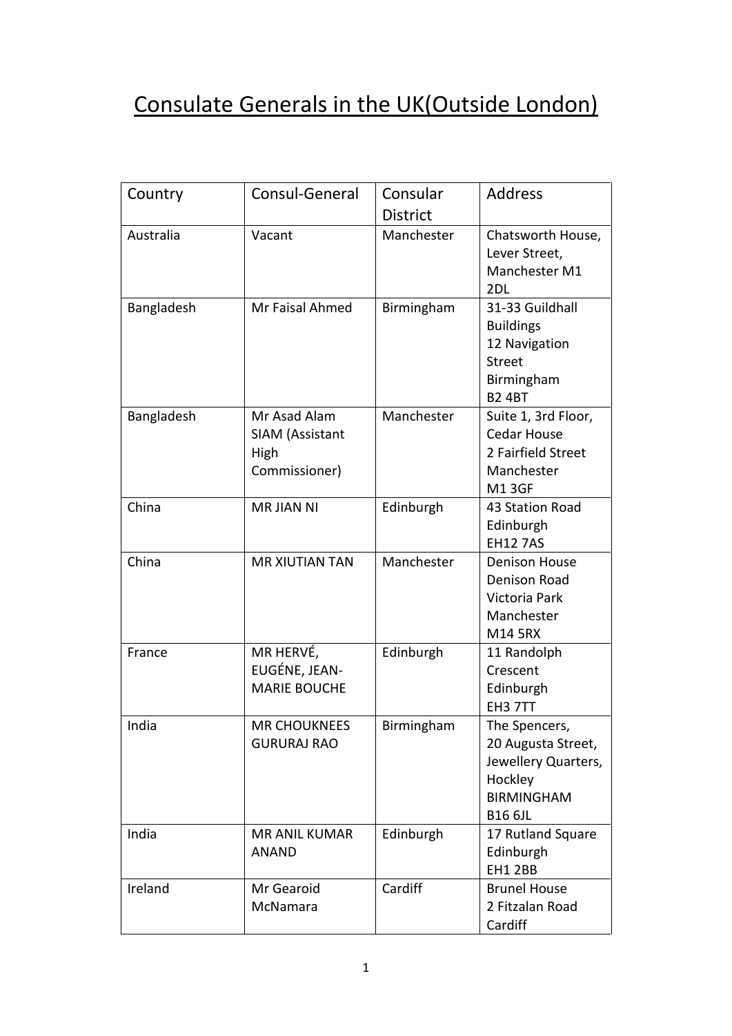# Consulate Generals in the UK(Outside London)

| Country | Consul-General | Consular District | Address |
|---|---|---|---|
| Australia | Vacant | Manchester | Chatsworth House, Lever Street, Manchester M1 2DL |
| Bangladesh | Mr Faisal Ahmed | Birmingham | 31-33 Guildhall Buildings 12 Navigation Street Birmingham B2 4BT |
| Bangladesh | Mr Asad Alam SIAM (Assistant High Commissioner) | Manchester | Suite 1, 3rd Floor, Cedar House 2 Fairfield Street Manchester M1 3GF |
| China | MR JIAN NI | Edinburgh | 43 Station Road Edinburgh EH12 7AS |
| China | MR XIUTIAN TAN | Manchester | Denison House Denison Road Victoria Park Manchester M14 5RX |
| France | MR HERVÉ, EUGÉNE, JEAN-MARIE BOUCHE | Edinburgh | 11 Randolph Crescent Edinburgh EH3 7TT |
| India | MR CHOUKNEES GURURAJ RAO | Birmingham | The Spencers, 20 Augusta Street, Jewellery Quarters, Hockley BIRMINGHAM B16 6JL |
| India | MR ANIL KUMAR ANAND | Edinburgh | 17 Rutland Square Edinburgh EH1 2BB |
| Ireland | Mr Gearoid McNamara | Cardiff | Brunel House 2 Fitzalan Road Cardiff |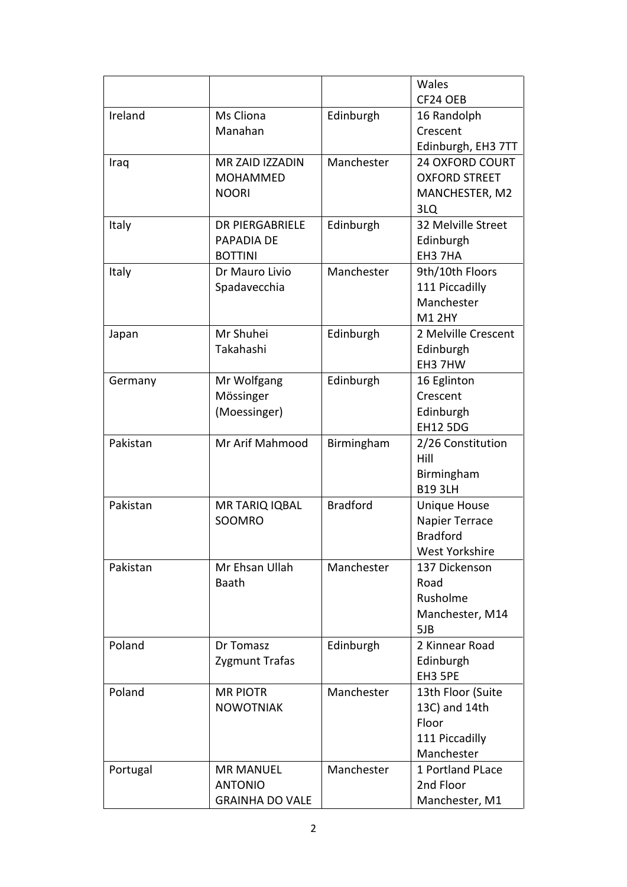| | | | Wales<br>CF24 OEB |
|---|---|---|---|
| Ireland | Ms Cliona Manahan | Edinburgh | 16 Randolph Crescent<br>Edinburgh, EH3 7TT |
| Iraq | MR ZAID IZZADIN MOHAMMED NOORI | Manchester | 24 OXFORD COURT<br>OXFORD STREET<br>MANCHESTER, M2 3LQ |
| Italy | DR PIERGABRIELE PAPADIA DE BOTTINI | Edinburgh | 32 Melville Street<br>Edinburgh<br>EH3 7HA |
| Italy | Dr Mauro Livio Spadavecchia | Manchester | 9th/10th Floors<br>111 Piccadilly<br>Manchester<br>M1 2HY |
| Japan | Mr Shuhei Takahashi | Edinburgh | 2 Melville Crescent<br>Edinburgh<br>EH3 7HW |
| Germany | Mr Wolfgang Mössinger (Moessinger) | Edinburgh | 16 Eglinton Crescent<br>Edinburgh<br>EH12 5DG |
| Pakistan | Mr Arif Mahmood | Birmingham | 2/26 Constitution Hill<br>Birmingham<br>B19 3LH |
| Pakistan | MR TARIQ IQBAL SOOMRO | Bradford | Unique House<br>Napier Terrace<br>Bradford<br>West Yorkshire |
| Pakistan | Mr Ehsan Ullah Baath | Manchester | 137 Dickenson Road<br>Rusholme<br>Manchester, M14 5JB |
| Poland | Dr Tomasz Zygmunt Trafas | Edinburgh | 2 Kinnear Road<br>Edinburgh<br>EH3 5PE |
| Poland | MR PIOTR NOWOTNIAK | Manchester | 13th Floor (Suite 13C) and 14th Floor<br>111 Piccadilly<br>Manchester |
| Portugal | MR MANUEL ANTONIO GRAINHA DO VALE | Manchester | 1 Portland PLace<br>2nd Floor<br>Manchester, M1 |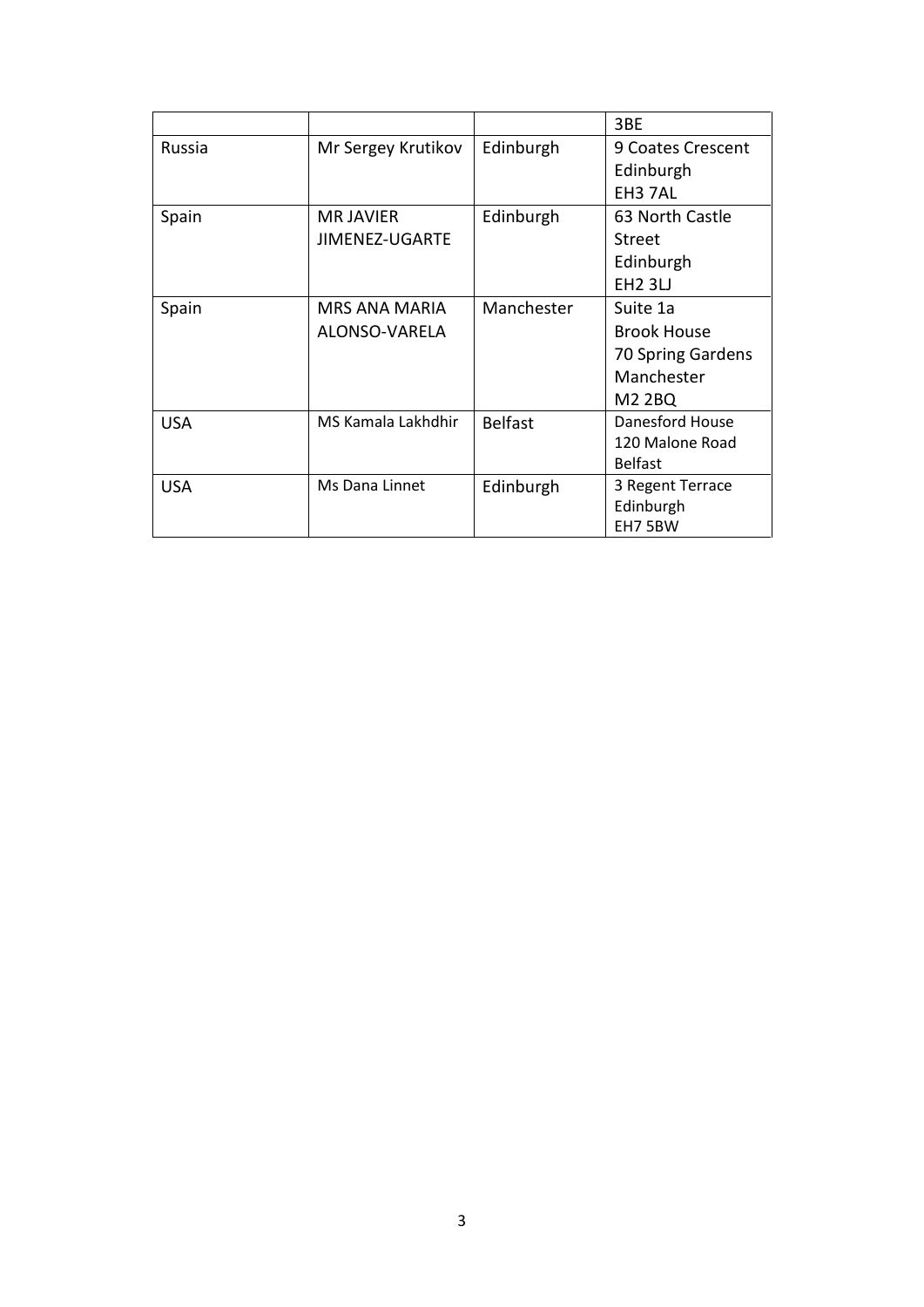| | | | |
|---|---|---|---|
| | | | 3BE |
| Russia | Mr Sergey Krutikov | Edinburgh | 9 Coates Crescent<br>Edinburgh<br>EH3 7AL |
| Spain | MR JAVIER JIMENEZ-UGARTE | Edinburgh | 63 North Castle Street<br>Edinburgh<br>EH2 3LJ |
| Spain | MRS ANA MARIA ALONSO-VARELA | Manchester | Suite 1a<br>Brook House<br>70 Spring Gardens<br>Manchester<br>M2 2BQ |
| USA | MS Kamala Lakhdhir | Belfast | Danesford House<br>120 Malone Road<br>Belfast |
| USA | Ms Dana Linnet | Edinburgh | 3 Regent Terrace<br>Edinburgh<br>EH7 5BW |